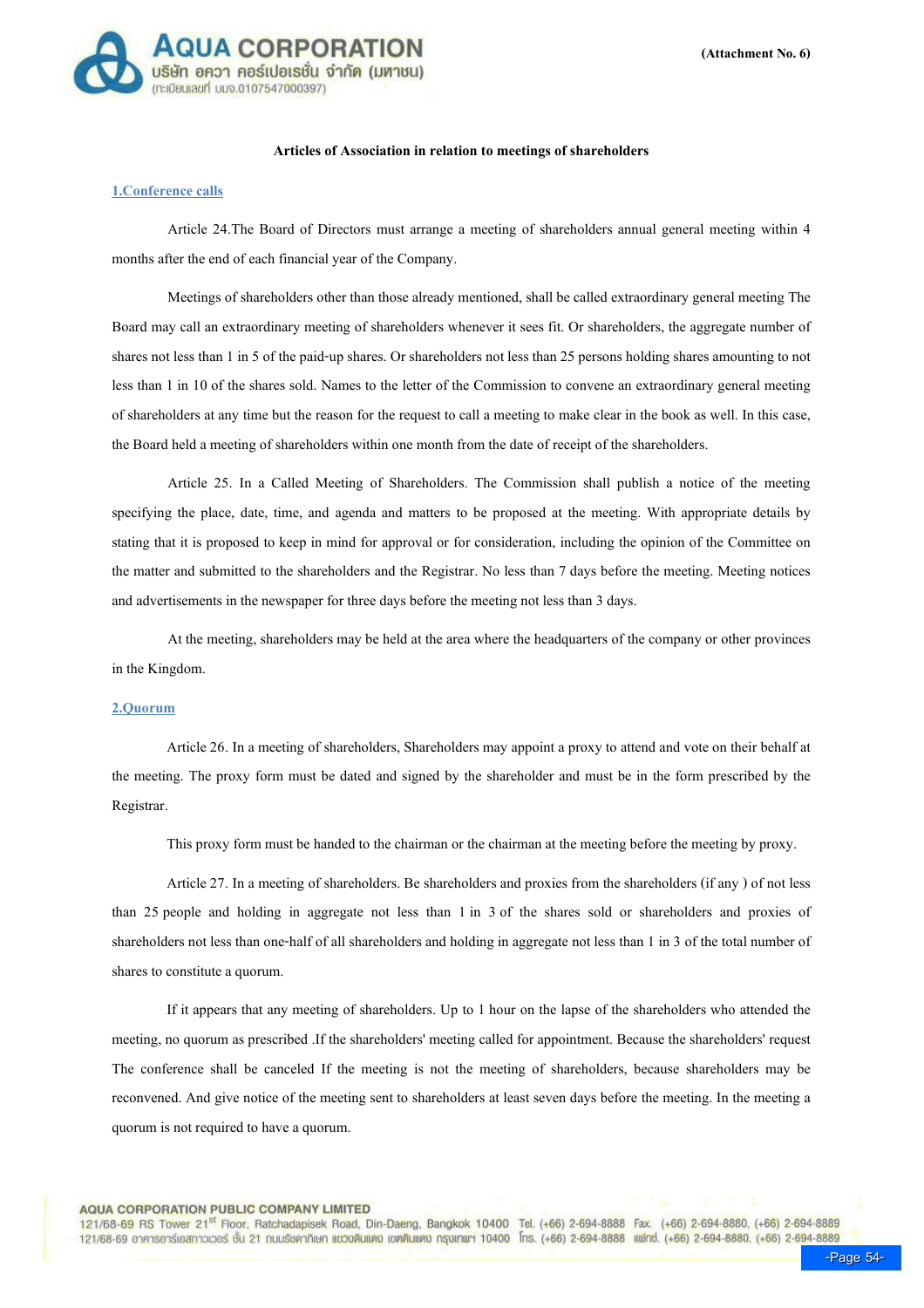(Attachment No. 6)

**Articles of Association in relation to meetings of shareholders**

**1.Conference calls**

Article 24.The Board of Directors must arrange a meeting of shareholders annual general meeting within 4 months after the end of each financial year of the Company.

Meetings of shareholders other than those already mentioned, shall be called extraordinary general meeting The Board may call an extraordinary meeting of shareholders whenever it sees fit. Or shareholders, the aggregate number of shares not less than 1 in 5 of the paid-up shares. Or shareholders not less than 25 persons holding shares amounting to not less than 1 in 10 of the shares sold. Names to the letter of the Commission to convene an extraordinary general meeting of shareholders at any time but the reason for the request to call a meeting to make clear in the book as well. In this case, the Board held a meeting of shareholders within one month from the date of receipt of the shareholders.

Article 25. In a Called Meeting of Shareholders. The Commission shall publish a notice of the meeting specifying the place, date, time, and agenda and matters to be proposed at the meeting. With appropriate details by stating that it is proposed to keep in mind for approval or for consideration, including the opinion of the Committee on the matter and submitted to the shareholders and the Registrar. No less than 7 days before the meeting. Meeting notices and advertisements in the newspaper for three days before the meeting not less than 3 days.

At the meeting, shareholders may be held at the area where the headquarters of the company or other provinces in the Kingdom.

**2.Quorum**

Article 26. In a meeting of shareholders, Shareholders may appoint a proxy to attend and vote on their behalf at the meeting. The proxy form must be dated and signed by the shareholder and must be in the form prescribed by the Registrar.

This proxy form must be handed to the chairman or the chairman at the meeting before the meeting by proxy.

Article 27. In a meeting of shareholders. Be shareholders and proxies from the shareholders (if any ) of not less than 25 people and holding in aggregate not less than 1 in 3 of the shares sold or shareholders and proxies of shareholders not less than one-half of all shareholders and holding in aggregate not less than 1 in 3 of the total number of shares to constitute a quorum.

If it appears that any meeting of shareholders. Up to 1 hour on the lapse of the shareholders who attended the meeting, no quorum as prescribed .If the shareholders' meeting called for appointment. Because the shareholders' request The conference shall be canceled If the meeting is not the meeting of shareholders, because shareholders may be reconvened. And give notice of the meeting sent to shareholders at least seven days before the meeting. In the meeting a quorum is not required to have a quorum.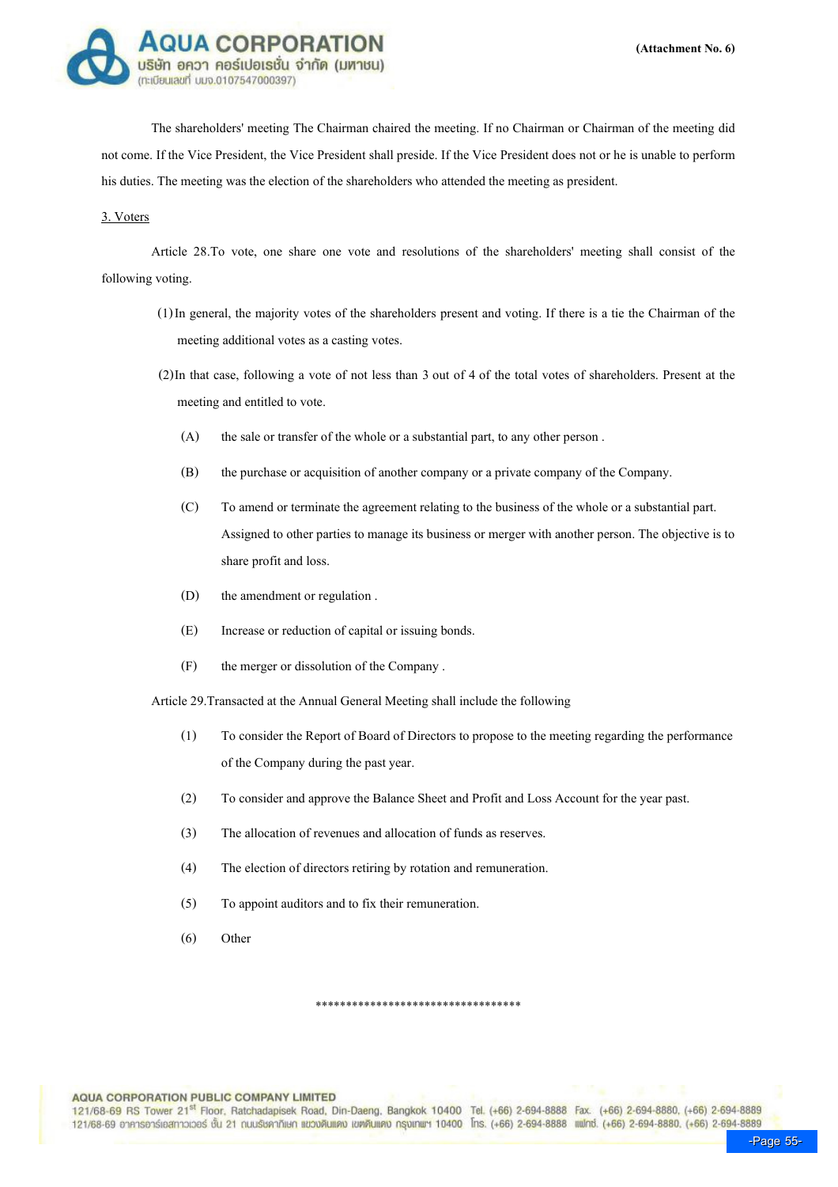The shareholders' meeting The Chairman chaired the meeting. If no Chairman or Chairman of the meeting did not come. If the Vice President, the Vice President shall preside. If the Vice President does not or he is unable to perform his duties. The meeting was the election of the shareholders who attended the meeting as president.

3. Voters

Article 28.To vote, one share one vote and resolutions of the shareholders' meeting shall consist of the following voting.

(1) In general, the majority votes of the shareholders present and voting. If there is a tie the Chairman of the meeting additional votes as a casting votes.

(2) In that case, following a vote of not less than 3 out of 4 of the total votes of shareholders. Present at the meeting and entitled to vote.

(A) the sale or transfer of the whole or a substantial part, to any other person .

(B) the purchase or acquisition of another company or a private company of the Company.

(C) To amend or terminate the agreement relating to the business of the whole or a substantial part. Assigned to other parties to manage its business or merger with another person. The objective is to share profit and loss.

(D) the amendment or regulation .

(E) Increase or reduction of capital or issuing bonds.

(F) the merger or dissolution of the Company .

Article 29.Transacted at the Annual General Meeting shall include the following

(1) To consider the Report of Board of Directors to propose to the meeting regarding the performance of the Company during the past year.

(2) To consider and approve the Balance Sheet and Profit and Loss Account for the year past.

(3) The allocation of revenues and allocation of funds as reserves.

(4) The election of directors retiring by rotation and remuneration.

(5) To appoint auditors and to fix their remuneration.

(6) Other

***********************************